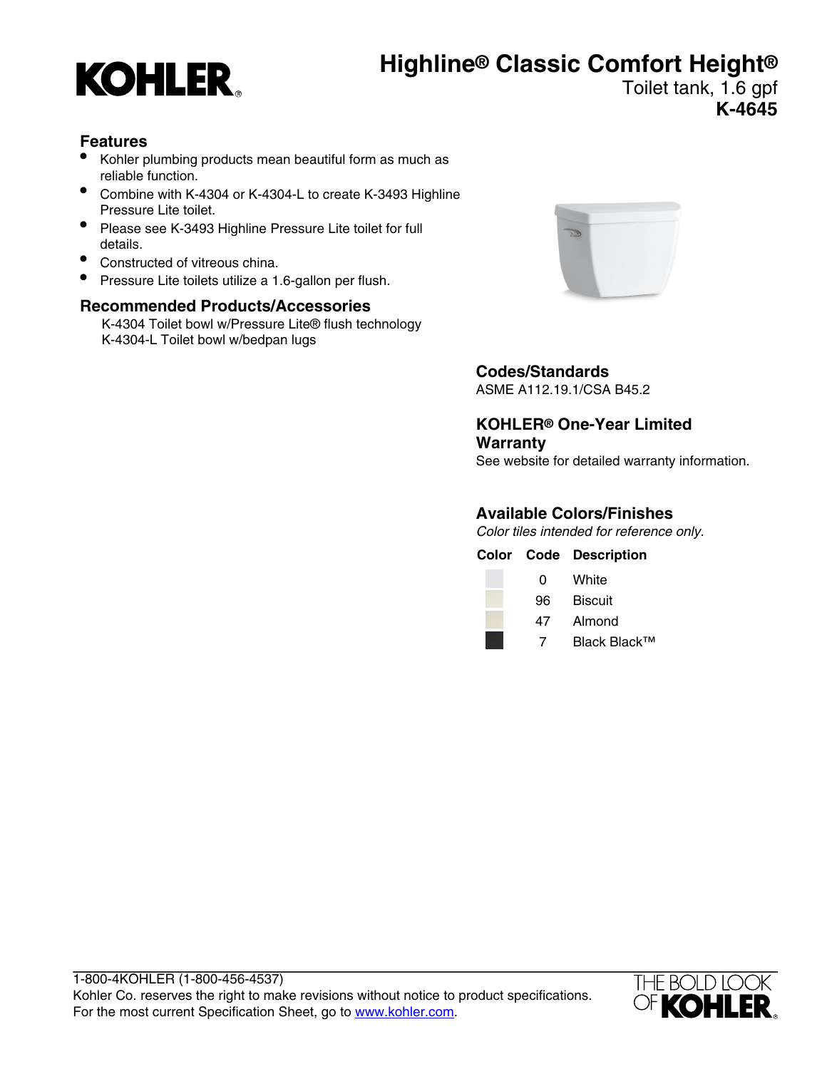# Highline® Classic Comfort Height®

Toilet tank, 1.6 gpf

**K-4645**

## Features

- Kohler plumbing products mean beautiful form as much as reliable function.
- Combine with K-4304 or K-4304-L to create K-3493 Highline Pressure Lite toilet.
- Please see K-3493 Highline Pressure Lite toilet for full details.
- Constructed of vitreous china.
- Pressure Lite toilets utilize a 1.6-gallon per flush.

## Recommended Products/Accessories

K-4304 Toilet bowl w/Pressure Lite® flush technology
K-4304-L Toilet bowl w/bedpan lugs

## Codes/Standards

ASME A112.19.1/CSA B45.2

## KOHLER® One-Year Limited Warranty

See website for detailed warranty information.

## Available Colors/Finishes

*Color tiles intended for reference only.*

| Color | Code | Description |
|---|---|---|
| | 0 | White |
| | 96 | Biscuit |
| | 47 | Almond |
| | 7 | Black Black™ |

1-800-4KOHLER (1-800-456-4537)
Kohler Co. reserves the right to make revisions without notice to product specifications.
For the most current Specification Sheet, go to www.kohler.com.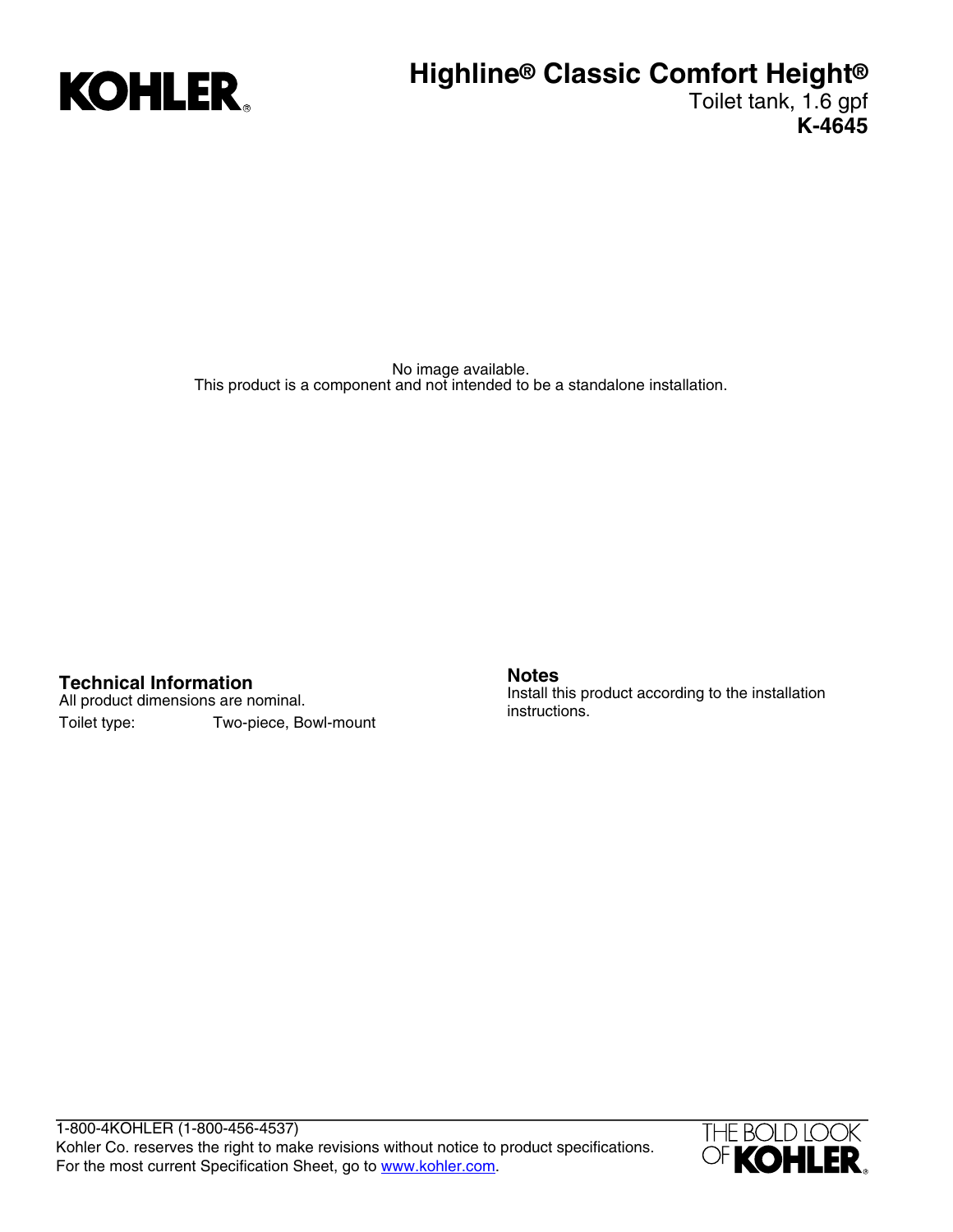KOHLER

# Highline® Classic Comfort Height®

Toilet tank, 1.6 gpf

**K-4645**

No image available.
This product is a component and not intended to be a standalone installation.

## Technical Information

All product dimensions are nominal.

| | |
|---|---|
| Toilet type: | Two-piece, Bowl-mount |

## Notes

Install this product according to the installation instructions.

1-800-4KOHLER (1-800-456-4537)
Kohler Co. reserves the right to make revisions without notice to product specifications.
For the most current Specification Sheet, go to www.kohler.com.

THE BOLD LOOK OF KOHLER